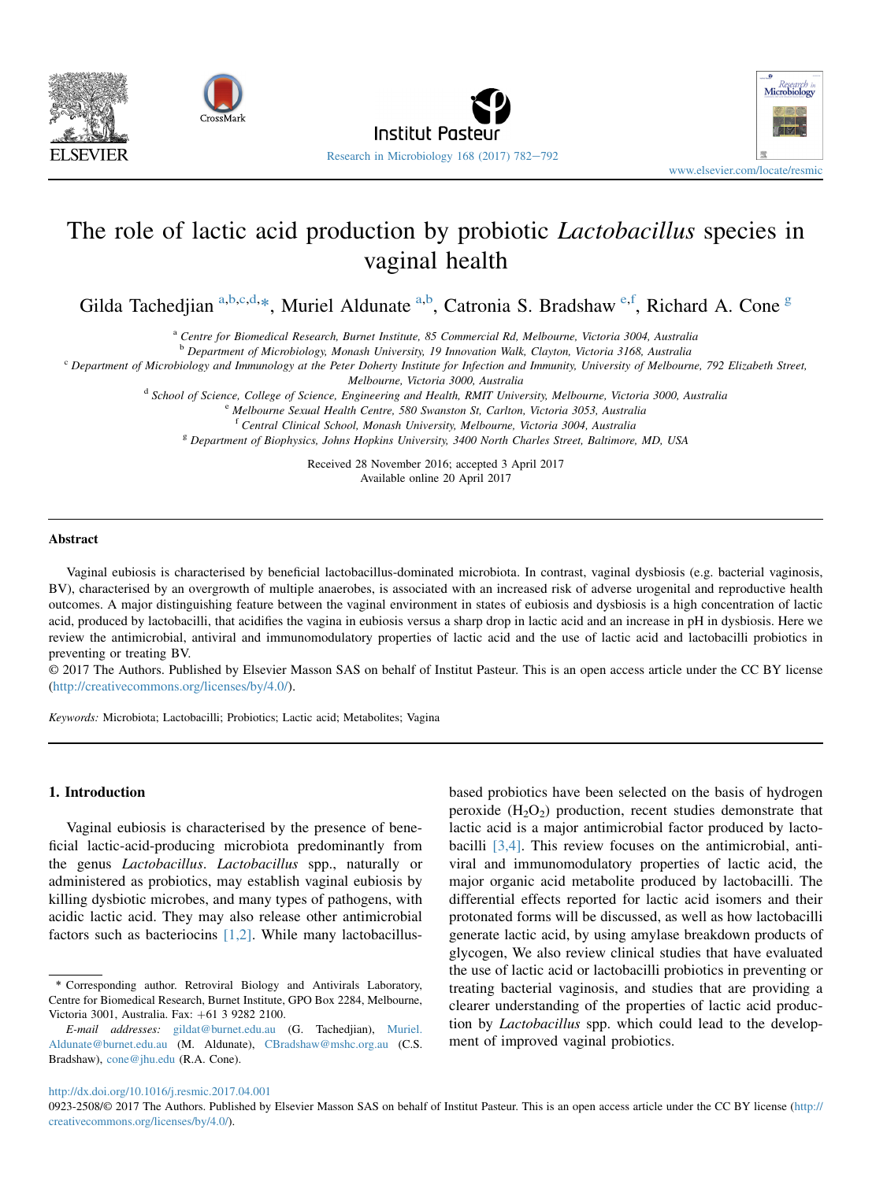# The role of lactic acid production by probiotic *Lactobacillus* species in vaginal health

Gilda Tachedjian [a,b,c,d,*], Muriel Aldunate [a,b], Catronia S. Bradshaw [e,f], Richard A. Cone [g]

[a] Centre for Biomedical Research, Burnet Institute, 85 Commercial Rd, Melbourne, Victoria 3004, Australia

[b] Department of Microbiology, Monash University, 19 Innovation Walk, Clayton, Victoria 3168, Australia

[c] Department of Microbiology and Immunology at the Peter Doherty Institute for Infection and Immunity, University of Melbourne, 792 Elizabeth Street, Melbourne, Victoria 3000, Australia

[d] School of Science, College of Science, Engineering and Health, RMIT University, Melbourne, Victoria 3000, Australia

[e] Melbourne Sexual Health Centre, 580 Swanston St, Carlton, Victoria 3053, Australia

[f] Central Clinical School, Monash University, Melbourne, Victoria 3004, Australia

[g] Department of Biophysics, Johns Hopkins University, 3400 North Charles Street, Baltimore, MD, USA

Received 28 November 2016; accepted 3 April 2017

Available online 20 April 2017

## Abstract

Vaginal eubiosis is characterised by beneficial lactobacillus-dominated microbiota. In contrast, vaginal dysbiosis (e.g. bacterial vaginosis, BV), characterised by an overgrowth of multiple anaerobes, is associated with an increased risk of adverse urogenital and reproductive health outcomes. A major distinguishing feature between the vaginal environment in states of eubiosis and dysbiosis is a high concentration of lactic acid, produced by lactobacilli, that acidifies the vagina in eubiosis versus a sharp drop in lactic acid and an increase in pH in dysbiosis. Here we review the antimicrobial, antiviral and immunomodulatory properties of lactic acid and the use of lactic acid and lactobacilli probiotics in preventing or treating BV.

© 2017 The Authors. Published by Elsevier Masson SAS on behalf of Institut Pasteur. This is an open access article under the CC BY license (http://creativecommons.org/licenses/by/4.0/).

*Keywords:* Microbiota; Lactobacilli; Probiotics; Lactic acid; Metabolites; Vagina

## 1. Introduction

Vaginal eubiosis is characterised by the presence of beneficial lactic-acid-producing microbiota predominantly from the genus *Lactobacillus*. *Lactobacillus* spp., naturally or administered as probiotics, may establish vaginal eubiosis by killing dysbiotic microbes, and many types of pathogens, with acidic lactic acid. They may also release other antimicrobial factors such as bacteriocins [1,2]. While many lactobacillus-based probiotics have been selected on the basis of hydrogen peroxide ($H_2O_2$) production, recent studies demonstrate that lactic acid is a major antimicrobial factor produced by lactobacilli [3,4]. This review focuses on the antimicrobial, antiviral and immunomodulatory properties of lactic acid, the major organic acid metabolite produced by lactobacilli. The differential effects reported for lactic acid isomers and their protonated forms will be discussed, as well as how lactobacilli generate lactic acid, by using amylase breakdown products of glycogen, We also review clinical studies that have evaluated the use of lactic acid or lactobacilli probiotics in preventing or treating bacterial vaginosis, and studies that are providing a clearer understanding of the properties of lactic acid production by *Lactobacillus* spp. which could lead to the development of improved vaginal probiotics.

\* Corresponding author. Retroviral Biology and Antivirals Laboratory, Centre for Biomedical Research, Burnet Institute, GPO Box 2284, Melbourne, Victoria 3001, Australia. Fax: +61 3 9282 2100.

*E-mail addresses:* gildat@burnet.edu.au (G. Tachedjian), Muriel.Aldunate@burnet.edu.au (M. Aldunate), CBradshaw@mshc.org.au (C.S. Bradshaw), cone@jhu.edu (R.A. Cone).

http://dx.doi.org/10.1016/j.resmic.2017.04.001

0923-2508/© 2017 The Authors. Published by Elsevier Masson SAS on behalf of Institut Pasteur. This is an open access article under the CC BY license (http://creativecommons.org/licenses/by/4.0/).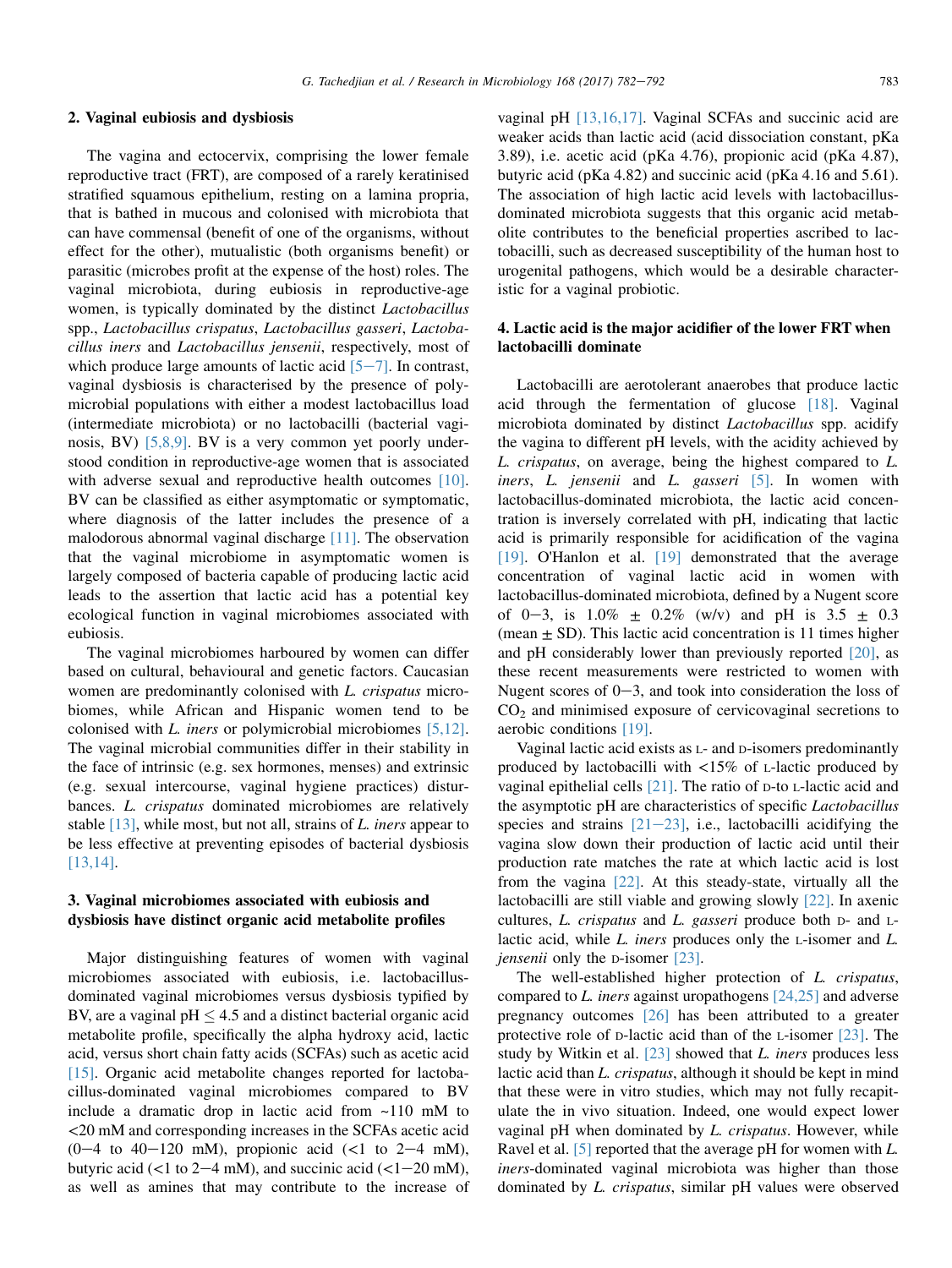## 2. Vaginal eubiosis and dysbiosis

The vagina and ectocervix, comprising the lower female reproductive tract (FRT), are composed of a rarely keratinised stratified squamous epithelium, resting on a lamina propria, that is bathed in mucous and colonised with microbiota that can have commensal (benefit of one of the organisms, without effect for the other), mutualistic (both organisms benefit) or parasitic (microbes profit at the expense of the host) roles. The vaginal microbiota, during eubiosis in reproductive-age women, is typically dominated by the distinct *Lactobacillus* spp., *Lactobacillus crispatus*, *Lactobacillus gasseri*, *Lactobacillus iners* and *Lactobacillus jensenii*, respectively, most of which produce large amounts of lactic acid [5–7]. In contrast, vaginal dysbiosis is characterised by the presence of polymicrobial populations with either a modest lactobacillus load (intermediate microbiota) or no lactobacilli (bacterial vaginosis, BV) [5,8,9]. BV is a very common yet poorly understood condition in reproductive-age women that is associated with adverse sexual and reproductive health outcomes [10]. BV can be classified as either asymptomatic or symptomatic, where diagnosis of the latter includes the presence of a malodorous abnormal vaginal discharge [11]. The observation that the vaginal microbiome in asymptomatic women is largely composed of bacteria capable of producing lactic acid leads to the assertion that lactic acid has a potential key ecological function in vaginal microbiomes associated with eubiosis.

The vaginal microbiomes harboured by women can differ based on cultural, behavioural and genetic factors. Caucasian women are predominantly colonised with *L. crispatus* microbiomes, while African and Hispanic women tend to be colonised with *L. iners* or polymicrobial microbiomes [5,12]. The vaginal microbial communities differ in their stability in the face of intrinsic (e.g. sex hormones, menses) and extrinsic (e.g. sexual intercourse, vaginal hygiene practices) disturbances. *L. crispatus* dominated microbiomes are relatively stable [13], while most, but not all, strains of *L. iners* appear to be less effective at preventing episodes of bacterial dysbiosis [13,14].

## 3. Vaginal microbiomes associated with eubiosis and dysbiosis have distinct organic acid metabolite profiles

Major distinguishing features of women with vaginal microbiomes associated with eubiosis, i.e. lactobacillus-dominated vaginal microbiomes versus dysbiosis typified by BV, are a vaginal pH $\leq 4.5$ and a distinct bacterial organic acid metabolite profile, specifically the alpha hydroxy acid, lactic acid, versus short chain fatty acids (SCFAs) such as acetic acid [15]. Organic acid metabolite changes reported for lactobacillus-dominated vaginal microbiomes compared to BV include a dramatic drop in lactic acid from ~110 mM to <20 mM and corresponding increases in the SCFAs acetic acid (0–4 to 40–120 mM), propionic acid (<1 to 2–4 mM), butyric acid (<1 to 2–4 mM), and succinic acid (<1–20 mM), as well as amines that may contribute to the increase of vaginal pH [13,16,17]. Vaginal SCFAs and succinic acid are weaker acids than lactic acid (acid dissociation constant, pKa 3.89), i.e. acetic acid (pKa 4.76), propionic acid (pKa 4.87), butyric acid (pKa 4.82) and succinic acid (pKa 4.16 and 5.61). The association of high lactic acid levels with lactobacillus-dominated microbiota suggests that this organic acid metabolite contributes to the beneficial properties ascribed to lactobacilli, such as decreased susceptibility of the human host to urogenital pathogens, which would be a desirable characteristic for a vaginal probiotic.

## 4. Lactic acid is the major acidifier of the lower FRT when lactobacilli dominate

Lactobacilli are aerotolerant anaerobes that produce lactic acid through the fermentation of glucose [18]. Vaginal microbiota dominated by distinct *Lactobacillus* spp. acidify the vagina to different pH levels, with the acidity achieved by *L. crispatus*, on average, being the highest compared to *L. iners*, *L. jensenii* and *L. gasseri* [5]. In women with lactobacillus-dominated microbiota, the lactic acid concentration is inversely correlated with pH, indicating that lactic acid is primarily responsible for acidification of the vagina [19]. O'Hanlon et al. [19] demonstrated that the average concentration of vaginal lactic acid in women with lactobacillus-dominated microbiota, defined by a Nugent score of 0–3, is 1.0% ± 0.2% (w/v) and pH is 3.5 ± 0.3 (mean ± SD). This lactic acid concentration is 11 times higher and pH considerably lower than previously reported [20], as these recent measurements were restricted to women with Nugent scores of 0–3, and took into consideration the loss of $CO_2$ and minimised exposure of cervicovaginal secretions to aerobic conditions [19].

Vaginal lactic acid exists as L- and D-isomers predominantly produced by lactobacilli with <15% of L-lactic produced by vaginal epithelial cells [21]. The ratio of D-to L-lactic acid and the asymptotic pH are characteristics of specific *Lactobacillus* species and strains [21–23], i.e., lactobacilli acidifying the vagina slow down their production of lactic acid until their production rate matches the rate at which lactic acid is lost from the vagina [22]. At this steady-state, virtually all the lactobacilli are still viable and growing slowly [22]. In axenic cultures, *L. crispatus* and *L. gasseri* produce both D- and L-lactic acid, while *L. iners* produces only the L-isomer and *L. jensenii* only the D-isomer [23].

The well-established higher protection of *L. crispatus*, compared to *L. iners* against uropathogens [24,25] and adverse pregnancy outcomes [26] has been attributed to a greater protective role of D-lactic acid than of the L-isomer [23]. The study by Witkin et al. [23] showed that *L. iners* produces less lactic acid than *L. crispatus*, although it should be kept in mind that these were in vitro studies, which may not fully recapitulate the in vivo situation. Indeed, one would expect lower vaginal pH when dominated by *L. crispatus*. However, while Ravel et al. [5] reported that the average pH for women with *L. iners*-dominated vaginal microbiota was higher than those dominated by *L. crispatus*, similar pH values were observed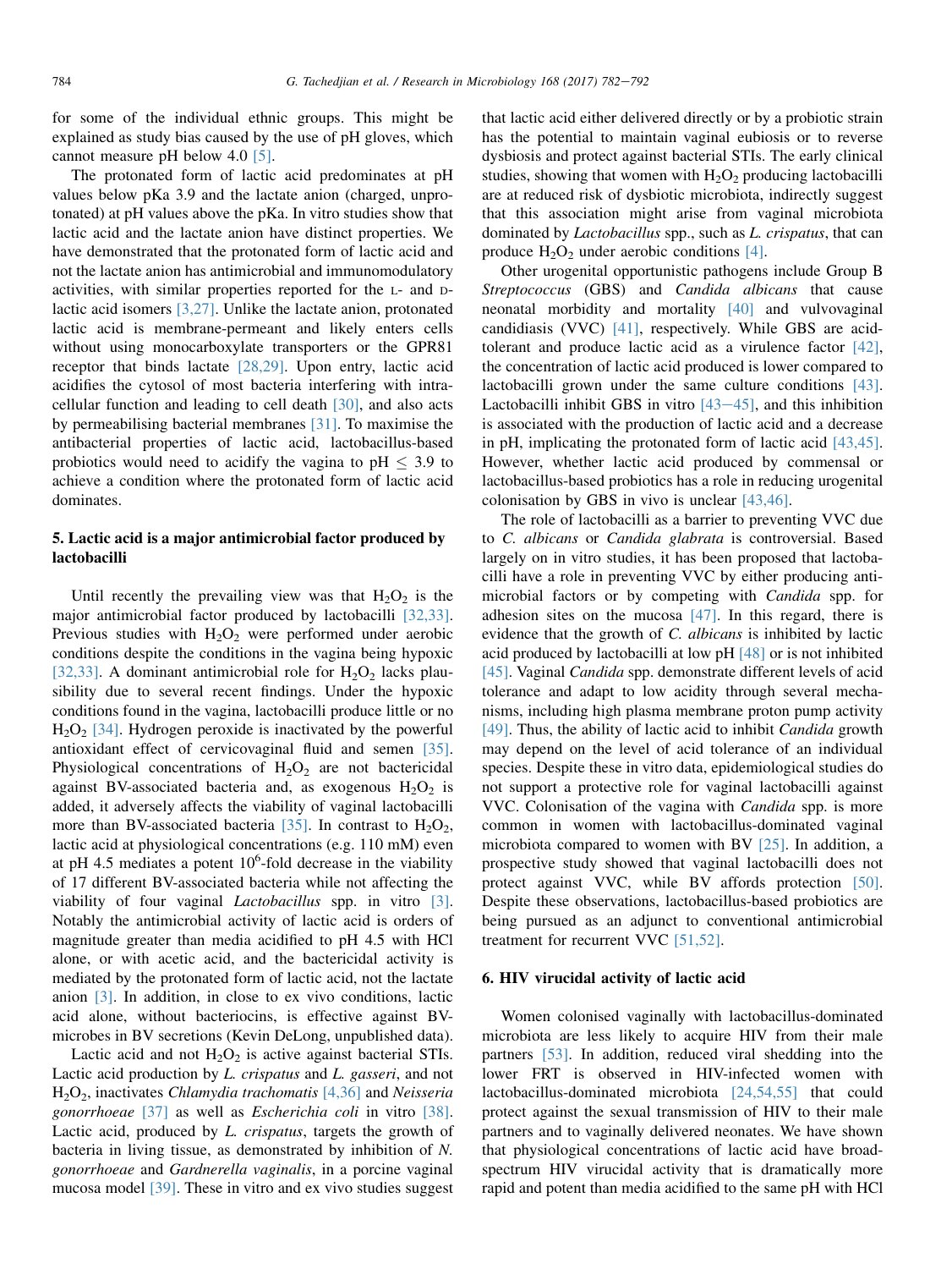for some of the individual ethnic groups. This might be explained as study bias caused by the use of pH gloves, which cannot measure pH below 4.0 [5].

The protonated form of lactic acid predominates at pH values below pKa 3.9 and the lactate anion (charged, unprotonated) at pH values above the pKa. In vitro studies show that lactic acid and the lactate anion have distinct properties. We have demonstrated that the protonated form of lactic acid and not the lactate anion has antimicrobial and immunomodulatory activities, with similar properties reported for the L- and D-lactic acid isomers [3,27]. Unlike the lactate anion, protonated lactic acid is membrane-permeant and likely enters cells without using monocarboxylate transporters or the GPR81 receptor that binds lactate [28,29]. Upon entry, lactic acid acidifies the cytosol of most bacteria interfering with intracellular function and leading to cell death [30], and also acts by permeabilising bacterial membranes [31]. To maximise the antibacterial properties of lactic acid, lactobacillus-based probiotics would need to acidify the vagina to pH $\leq$ 3.9 to achieve a condition where the protonated form of lactic acid dominates.

## 5. Lactic acid is a major antimicrobial factor produced by lactobacilli

Until recently the prevailing view was that $H_2O_2$ is the major antimicrobial factor produced by lactobacilli [32,33]. Previous studies with $H_2O_2$ were performed under aerobic conditions despite the conditions in the vagina being hypoxic [32,33]. A dominant antimicrobial role for $H_2O_2$ lacks plausibility due to several recent findings. Under the hypoxic conditions found in the vagina, lactobacilli produce little or no $H_2O_2$ [34]. Hydrogen peroxide is inactivated by the powerful antioxidant effect of cervicovaginal fluid and semen [35]. Physiological concentrations of $H_2O_2$ are not bactericidal against BV-associated bacteria and, as exogenous $H_2O_2$ is added, it adversely affects the viability of vaginal lactobacilli more than BV-associated bacteria [35]. In contrast to $H_2O_2$, lactic acid at physiological concentrations (e.g. 110 mM) even at pH 4.5 mediates a potent $10^6$-fold decrease in the viability of 17 different BV-associated bacteria while not affecting the viability of four vaginal *Lactobacillus* spp. in vitro [3]. Notably the antimicrobial activity of lactic acid is orders of magnitude greater than media acidified to pH 4.5 with HCl alone, or with acetic acid, and the bactericidal activity is mediated by the protonated form of lactic acid, not the lactate anion [3]. In addition, in close to ex vivo conditions, lactic acid alone, without bacteriocins, is effective against BV-microbes in BV secretions (Kevin DeLong, unpublished data).

Lactic acid and not $H_2O_2$ is active against bacterial STIs. Lactic acid production by *L. crispatus* and *L. gasseri*, and not $H_2O_2$, inactivates *Chlamydia trachomatis* [4,36] and *Neisseria gonorrhoeae* [37] as well as *Escherichia coli* in vitro [38]. Lactic acid, produced by *L. crispatus*, targets the growth of bacteria in living tissue, as demonstrated by inhibition of *N. gonorrhoeae* and *Gardnerella vaginalis*, in a porcine vaginal mucosa model [39]. These in vitro and ex vivo studies suggest that lactic acid either delivered directly or by a probiotic strain has the potential to maintain vaginal eubiosis or to reverse dysbiosis and protect against bacterial STIs. The early clinical studies, showing that women with $H_2O_2$ producing lactobacilli are at reduced risk of dysbiotic microbiota, indirectly suggest that this association might arise from vaginal microbiota dominated by *Lactobacillus* spp., such as *L. crispatus*, that can produce $H_2O_2$ under aerobic conditions [4].

Other urogenital opportunistic pathogens include Group B *Streptococcus* (GBS) and *Candida albicans* that cause neonatal morbidity and mortality [40] and vulvovaginal candidiasis (VVC) [41], respectively. While GBS are acid-tolerant and produce lactic acid as a virulence factor [42], the concentration of lactic acid produced is lower compared to lactobacilli grown under the same culture conditions [43]. Lactobacilli inhibit GBS in vitro [43–45], and this inhibition is associated with the production of lactic acid and a decrease in pH, implicating the protonated form of lactic acid [43,45]. However, whether lactic acid produced by commensal or lactobacillus-based probiotics has a role in reducing urogenital colonisation by GBS in vivo is unclear [43,46].

The role of lactobacilli as a barrier to preventing VVC due to *C. albicans* or *Candida glabrata* is controversial. Based largely on in vitro studies, it has been proposed that lactobacilli have a role in preventing VVC by either producing antimicrobial factors or by competing with *Candida* spp. for adhesion sites on the mucosa [47]. In this regard, there is evidence that the growth of *C. albicans* is inhibited by lactic acid produced by lactobacilli at low pH [48] or is not inhibited [45]. Vaginal *Candida* spp. demonstrate different levels of acid tolerance and adapt to low acidity through several mechanisms, including high plasma membrane proton pump activity [49]. Thus, the ability of lactic acid to inhibit *Candida* growth may depend on the level of acid tolerance of an individual species. Despite these in vitro data, epidemiological studies do not support a protective role for vaginal lactobacilli against VVC. Colonisation of the vagina with *Candida* spp. is more common in women with lactobacillus-dominated vaginal microbiota compared to women with BV [25]. In addition, a prospective study showed that vaginal lactobacilli does not protect against VVC, while BV affords protection [50]. Despite these observations, lactobacillus-based probiotics are being pursued as an adjunct to conventional antimicrobial treatment for recurrent VVC [51,52].

## 6. HIV virucidal activity of lactic acid

Women colonised vaginally with lactobacillus-dominated microbiota are less likely to acquire HIV from their male partners [53]. In addition, reduced viral shedding into the lower FRT is observed in HIV-infected women with lactobacillus-dominated microbiota [24,54,55] that could protect against the sexual transmission of HIV to their male partners and to vaginally delivered neonates. We have shown that physiological concentrations of lactic acid have broad-spectrum HIV virucidal activity that is dramatically more rapid and potent than media acidified to the same pH with HCl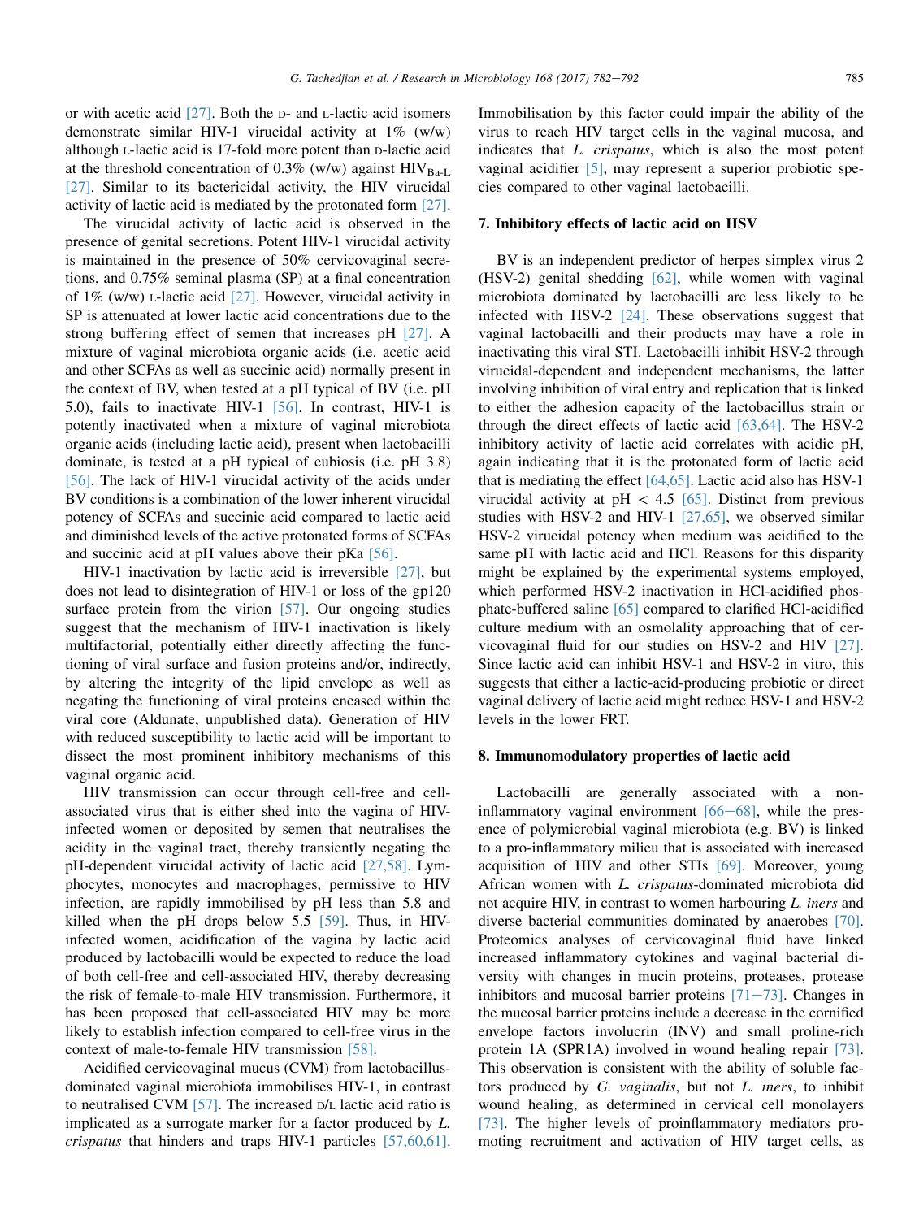or with acetic acid [27]. Both the D- and L-lactic acid isomers demonstrate similar HIV-1 virucidal activity at 1% (w/w) although L-lactic acid is 17-fold more potent than D-lactic acid at the threshold concentration of 0.3% (w/w) against $HIV_{Ba-L}$ [27]. Similar to its bactericidal activity, the HIV virucidal activity of lactic acid is mediated by the protonated form [27].

The virucidal activity of lactic acid is observed in the presence of genital secretions. Potent HIV-1 virucidal activity is maintained in the presence of 50% cervicovaginal secretions, and 0.75% seminal plasma (SP) at a final concentration of 1% (w/w) L-lactic acid [27]. However, virucidal activity in SP is attenuated at lower lactic acid concentrations due to the strong buffering effect of semen that increases pH [27]. A mixture of vaginal microbiota organic acids (i.e. acetic acid and other SCFAs as well as succinic acid) normally present in the context of BV, when tested at a pH typical of BV (i.e. pH 5.0), fails to inactivate HIV-1 [56]. In contrast, HIV-1 is potently inactivated when a mixture of vaginal microbiota organic acids (including lactic acid), present when lactobacilli dominate, is tested at a pH typical of eubiosis (i.e. pH 3.8) [56]. The lack of HIV-1 virucidal activity of the acids under BV conditions is a combination of the lower inherent virucidal potency of SCFAs and succinic acid compared to lactic acid and diminished levels of the active protonated forms of SCFAs and succinic acid at pH values above their pKa [56].

HIV-1 inactivation by lactic acid is irreversible [27], but does not lead to disintegration of HIV-1 or loss of the gp120 surface protein from the virion [57]. Our ongoing studies suggest that the mechanism of HIV-1 inactivation is likely multifactorial, potentially either directly affecting the functioning of viral surface and fusion proteins and/or, indirectly, by altering the integrity of the lipid envelope as well as negating the functioning of viral proteins encased within the viral core (Aldunate, unpublished data). Generation of HIV with reduced susceptibility to lactic acid will be important to dissect the most prominent inhibitory mechanisms of this vaginal organic acid.

HIV transmission can occur through cell-free and cell-associated virus that is either shed into the vagina of HIV-infected women or deposited by semen that neutralises the acidity in the vaginal tract, thereby transiently negating the pH-dependent virucidal activity of lactic acid [27,58]. Lymphocytes, monocytes and macrophages, permissive to HIV infection, are rapidly immobilised by pH less than 5.8 and killed when the pH drops below 5.5 [59]. Thus, in HIV-infected women, acidification of the vagina by lactic acid produced by lactobacilli would be expected to reduce the load of both cell-free and cell-associated HIV, thereby decreasing the risk of female-to-male HIV transmission. Furthermore, it has been proposed that cell-associated HIV may be more likely to establish infection compared to cell-free virus in the context of male-to-female HIV transmission [58].

Acidified cervicovaginal mucus (CVM) from lactobacillus-dominated vaginal microbiota immobilises HIV-1, in contrast to neutralised CVM [57]. The increased D/L lactic acid ratio is implicated as a surrogate marker for a factor produced by *L. crispatus* that hinders and traps HIV-1 particles [57,60,61]. Immobilisation by this factor could impair the ability of the virus to reach HIV target cells in the vaginal mucosa, and indicates that *L. crispatus*, which is also the most potent vaginal acidifier [5], may represent a superior probiotic species compared to other vaginal lactobacilli.

## 7. Inhibitory effects of lactic acid on HSV

BV is an independent predictor of herpes simplex virus 2 (HSV-2) genital shedding [62], while women with vaginal microbiota dominated by lactobacilli are less likely to be infected with HSV-2 [24]. These observations suggest that vaginal lactobacilli and their products may have a role in inactivating this viral STI. Lactobacilli inhibit HSV-2 through virucidal-dependent and independent mechanisms, the latter involving inhibition of viral entry and replication that is linked to either the adhesion capacity of the lactobacillus strain or through the direct effects of lactic acid [63,64]. The HSV-2 inhibitory activity of lactic acid correlates with acidic pH, again indicating that it is the protonated form of lactic acid that is mediating the effect [64,65]. Lactic acid also has HSV-1 virucidal activity at pH < 4.5 [65]. Distinct from previous studies with HSV-2 and HIV-1 [27,65], we observed similar HSV-2 virucidal potency when medium was acidified to the same pH with lactic acid and HCl. Reasons for this disparity might be explained by the experimental systems employed, which performed HSV-2 inactivation in HCl-acidified phosphate-buffered saline [65] compared to clarified HCl-acidified culture medium with an osmolality approaching that of cervicovaginal fluid for our studies on HSV-2 and HIV [27]. Since lactic acid can inhibit HSV-1 and HSV-2 in vitro, this suggests that either a lactic-acid-producing probiotic or direct vaginal delivery of lactic acid might reduce HSV-1 and HSV-2 levels in the lower FRT.

## 8. Immunomodulatory properties of lactic acid

Lactobacilli are generally associated with a non-inflammatory vaginal environment [66–68], while the presence of polymicrobial vaginal microbiota (e.g. BV) is linked to a pro-inflammatory milieu that is associated with increased acquisition of HIV and other STIs [69]. Moreover, young African women with *L. crispatus*-dominated microbiota did not acquire HIV, in contrast to women harbouring *L. iners* and diverse bacterial communities dominated by anaerobes [70]. Proteomics analyses of cervicovaginal fluid have linked increased inflammatory cytokines and vaginal bacterial diversity with changes in mucin proteins, proteases, protease inhibitors and mucosal barrier proteins [71–73]. Changes in the mucosal barrier proteins include a decrease in the cornified envelope factors involucrin (INV) and small proline-rich protein 1A (SPR1A) involved in wound healing repair [73]. This observation is consistent with the ability of soluble factors produced by *G. vaginalis*, but not *L. iners*, to inhibit wound healing, as determined in cervical cell monolayers [73]. The higher levels of proinflammatory mediators promoting recruitment and activation of HIV target cells, as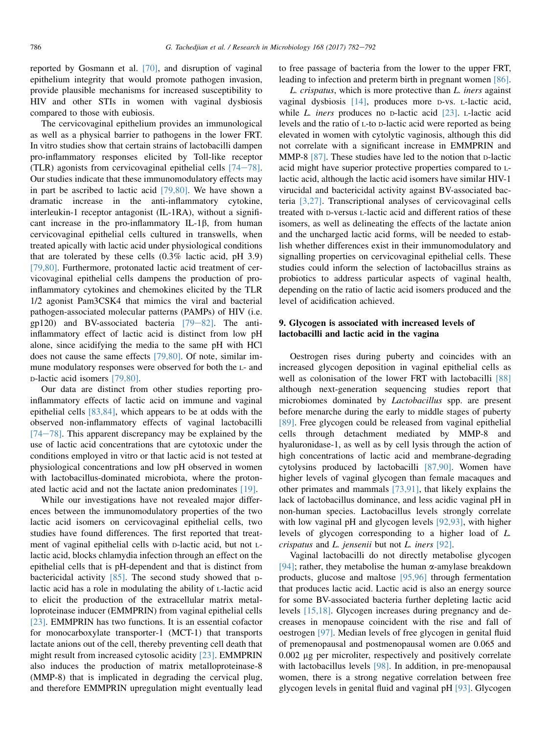reported by Gosmann et al. [70], and disruption of vaginal epithelium integrity that would promote pathogen invasion, provide plausible mechanisms for increased susceptibility to HIV and other STIs in women with vaginal dysbiosis compared to those with eubiosis.

The cervicovaginal epithelium provides an immunological as well as a physical barrier to pathogens in the lower FRT. In vitro studies show that certain strains of lactobacilli dampen pro-inflammatory responses elicited by Toll-like receptor (TLR) agonists from cervicovaginal epithelial cells [74–78]. Our studies indicate that these immunomodulatory effects may in part be ascribed to lactic acid [79,80]. We have shown a dramatic increase in the anti-inflammatory cytokine, interleukin-1 receptor antagonist (IL-1RA), without a significant increase in the pro-inflammatory IL-1β, from human cervicovaginal epithelial cells cultured in transwells, when treated apically with lactic acid under physiological conditions that are tolerated by these cells (0.3% lactic acid, pH 3.9) [79,80]. Furthermore, protonated lactic acid treatment of cervicovaginal epithelial cells dampens the production of pro-inflammatory cytokines and chemokines elicited by the TLR 1/2 agonist Pam3CSK4 that mimics the viral and bacterial pathogen-associated molecular patterns (PAMPs) of HIV (i.e. gp120) and BV-associated bacteria [79–82]. The anti-inflammatory effect of lactic acid is distinct from low pH alone, since acidifying the media to the same pH with HCl does not cause the same effects [79,80]. Of note, similar immune modulatory responses were observed for both the L- and D-lactic acid isomers [79,80].

Our data are distinct from other studies reporting pro-inflammatory effects of lactic acid on immune and vaginal epithelial cells [83,84], which appears to be at odds with the observed non-inflammatory effects of vaginal lactobacilli [74–78]. This apparent discrepancy may be explained by the use of lactic acid concentrations that are cytotoxic under the conditions employed in vitro or that lactic acid is not tested at physiological concentrations and low pH observed in women with lactobacillus-dominated microbiota, where the protonated lactic acid and not the lactate anion predominates [19].

While our investigations have not revealed major differences between the immunomodulatory properties of the two lactic isomers on cervicovaginal epithelial cells, two studies have found differences. The first reported that treatment of vaginal epithelial cells with D-lactic acid, but not L-lactic acid, blocks chlamydia infection through an effect on the epithelial cells that is pH-dependent and that is distinct from bactericidal activity [85]. The second study showed that D-lactic acid has a role in modulating the ability of L-lactic acid to elicit the production of the extracellular matrix metalloproteinase inducer (EMMPRIN) from vaginal epithelial cells [23]. EMMPRIN has two functions. It is an essential cofactor for monocarboxylate transporter-1 (MCT-1) that transports lactate anions out of the cell, thereby preventing cell death that might result from increased cytosolic acidity [23]. EMMPRIN also induces the production of matrix metalloproteinase-8 (MMP-8) that is implicated in degrading the cervical plug, and therefore EMMPRIN upregulation might eventually lead to free passage of bacteria from the lower to the upper FRT, leading to infection and preterm birth in pregnant women [86].

*L. crispatus*, which is more protective than *L. iners* against vaginal dysbiosis [14], produces more D-vs. L-lactic acid, while *L. iners* produces no D-lactic acid [23]. L-lactic acid levels and the ratio of L-to D-lactic acid were reported as being elevated in women with cytolytic vaginosis, although this did not correlate with a significant increase in EMMPRIN and MMP-8 [87]. These studies have led to the notion that D-lactic acid might have superior protective properties compared to L-lactic acid, although the lactic acid isomers have similar HIV-1 virucidal and bactericidal activity against BV-associated bacteria [3,27]. Transcriptional analyses of cervicovaginal cells treated with D-versus L-lactic acid and different ratios of these isomers, as well as delineating the effects of the lactate anion and the uncharged lactic acid forms, will be needed to establish whether differences exist in their immunomodulatory and signalling properties on cervicovaginal epithelial cells. These studies could inform the selection of lactobacillus strains as probiotics to address particular aspects of vaginal health, depending on the ratio of lactic acid isomers produced and the level of acidification achieved.

## 9. Glycogen is associated with increased levels of lactobacilli and lactic acid in the vagina

Oestrogen rises during puberty and coincides with an increased glycogen deposition in vaginal epithelial cells as well as colonisation of the lower FRT with lactobacilli [88] although next-generation sequencing studies report that microbiomes dominated by *Lactobacillus* spp. are present before menarche during the early to middle stages of puberty [89]. Free glycogen could be released from vaginal epithelial cells through detachment mediated by MMP-8 and hyaluronidase-1, as well as by cell lysis through the action of high concentrations of lactic acid and membrane-degrading cytolysins produced by lactobacilli [87,90]. Women have higher levels of vaginal glycogen than female macaques and other primates and mammals [73,91], that likely explains the lack of lactobacillus dominance, and less acidic vaginal pH in non-human species. Lactobacillus levels strongly correlate with low vaginal pH and glycogen levels [92,93], with higher levels of glycogen corresponding to a higher load of *L. crispatus* and *L. jensenii* but not *L. iners* [92].

Vaginal lactobacilli do not directly metabolise glycogen [94]; rather, they metabolise the human α-amylase breakdown products, glucose and maltose [95,96] through fermentation that produces lactic acid. Lactic acid is also an energy source for some BV-associated bacteria further depleting lactic acid levels [15,18]. Glycogen increases during pregnancy and decreases in menopause coincident with the rise and fall of oestrogen [97]. Median levels of free glycogen in genital fluid of premenopausal and postmenopausal women are 0.065 and 0.002 μg per microliter, respectively and positively correlate with lactobacillus levels [98]. In addition, in pre-menopausal women, there is a strong negative correlation between free glycogen levels in genital fluid and vaginal pH [93]. Glycogen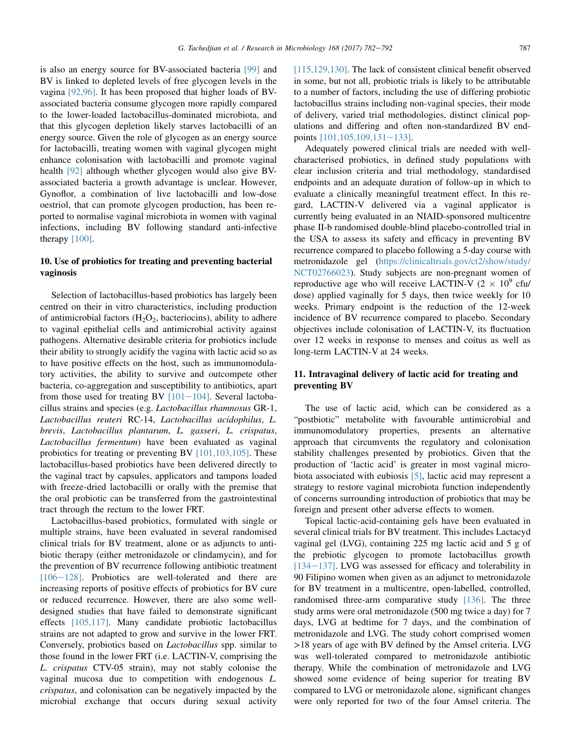is also an energy source for BV-associated bacteria [99] and BV is linked to depleted levels of free glycogen levels in the vagina [92,96]. It has been proposed that higher loads of BV-associated bacteria consume glycogen more rapidly compared to the lower-loaded lactobacillus-dominated microbiota, and that this glycogen depletion likely starves lactobacilli of an energy source. Given the role of glycogen as an energy source for lactobacilli, treating women with vaginal glycogen might enhance colonisation with lactobacilli and promote vaginal health [92] although whether glycogen would also give BV-associated bacteria a growth advantage is unclear. However, Gynoflor, a combination of live lactobacilli and low-dose oestriol, that can promote glycogen production, has been reported to normalise vaginal microbiota in women with vaginal infections, including BV following standard anti-infective therapy [100].

## 10. Use of probiotics for treating and preventing bacterial vaginosis

Selection of lactobacillus-based probiotics has largely been centred on their in vitro characteristics, including production of antimicrobial factors ($H_2O_2$, bacteriocins), ability to adhere to vaginal epithelial cells and antimicrobial activity against pathogens. Alternative desirable criteria for probiotics include their ability to strongly acidify the vagina with lactic acid so as to have positive effects on the host, such as immunomodulatory activities, the ability to survive and outcompete other bacteria, co-aggregation and susceptibility to antibiotics, apart from those used for treating BV [101–104]. Several lactobacillus strains and species (e.g. *Lactobacillus rhamnosus* GR-1, *Lactobacillus reuteri* RC-14, *Lactobacillus acidophilus*, *L. brevis*, *Lactobacillus plantarum*, *L. gasseri*, *L. crispatus*, *Lactobacillus fermentum*) have been evaluated as vaginal probiotics for treating or preventing BV [101,103,105]. These lactobacillus-based probiotics have been delivered directly to the vaginal tract by capsules, applicators and tampons loaded with freeze-dried lactobacilli or orally with the premise that the oral probiotic can be transferred from the gastrointestinal tract through the rectum to the lower FRT.

Lactobacillus-based probiotics, formulated with single or multiple strains, have been evaluated in several randomised clinical trials for BV treatment, alone or as adjuncts to antibiotic therapy (either metronidazole or clindamycin), and for the prevention of BV recurrence following antibiotic treatment [106–128]. Probiotics are well-tolerated and there are increasing reports of positive effects of probiotics for BV cure or reduced recurrence. However, there are also some well-designed studies that have failed to demonstrate significant effects [105,117]. Many candidate probiotic lactobacillus strains are not adapted to grow and survive in the lower FRT. Conversely, probiotics based on *Lactobacillus* spp. similar to those found in the lower FRT (i.e. LACTIN-V, comprising the *L. crispatus* CTV-05 strain), may not stably colonise the vaginal mucosa due to competition with endogenous *L. crispatus*, and colonisation can be negatively impacted by the microbial exchange that occurs during sexual activity [115,129,130]. The lack of consistent clinical benefit observed in some, but not all, probiotic trials is likely to be attributable to a number of factors, including the use of differing probiotic lactobacillus strains including non-vaginal species, their mode of delivery, varied trial methodologies, distinct clinical populations and differing and often non-standardized BV endpoints [101,105,109,131–133].

Adequately powered clinical trials are needed with well-characterised probiotics, in defined study populations with clear inclusion criteria and trial methodology, standardised endpoints and an adequate duration of follow-up in which to evaluate a clinically meaningful treatment effect. In this regard, LACTIN-V delivered via a vaginal applicator is currently being evaluated in an NIAID-sponsored multicentre phase II-b randomised double-blind placebo-controlled trial in the USA to assess its safety and efficacy in preventing BV recurrence compared to placebo following a 5-day course with metronidazole gel (https://clinicaltrials.gov/ct2/show/study/NCT02766023). Study subjects are non-pregnant women of reproductive age who will receive LACTIN-V ($2 \times 10^9$ cfu/dose) applied vaginally for 5 days, then twice weekly for 10 weeks. Primary endpoint is the reduction of the 12-week incidence of BV recurrence compared to placebo. Secondary objectives include colonisation of LACTIN-V, its fluctuation over 12 weeks in response to menses and coitus as well as long-term LACTIN-V at 24 weeks.

## 11. Intravaginal delivery of lactic acid for treating and preventing BV

The use of lactic acid, which can be considered as a "postbiotic" metabolite with favourable antimicrobial and immunomodulatory properties, presents an alternative approach that circumvents the regulatory and colonisation stability challenges presented by probiotics. Given that the production of 'lactic acid' is greater in most vaginal microbiota associated with eubiosis [5], lactic acid may represent a strategy to restore vaginal microbiota function independently of concerns surrounding introduction of probiotics that may be foreign and present other adverse effects to women.

Topical lactic-acid-containing gels have been evaluated in several clinical trials for BV treatment. This includes Lactacyd vaginal gel (LVG), containing 225 mg lactic acid and 5 g of the prebiotic glycogen to promote lactobacillus growth [134–137]. LVG was assessed for efficacy and tolerability in 90 Filipino women when given as an adjunct to metronidazole for BV treatment in a multicentre, open-labelled, controlled, randomised three-arm comparative study [136]. The three study arms were oral metronidazole (500 mg twice a day) for 7 days, LVG at bedtime for 7 days, and the combination of metronidazole and LVG. The study cohort comprised women >18 years of age with BV defined by the Amsel criteria. LVG was well-tolerated compared to metronidazole antibiotic therapy. While the combination of metronidazole and LVG showed some evidence of being superior for treating BV compared to LVG or metronidazole alone, significant changes were only reported for two of the four Amsel criteria. The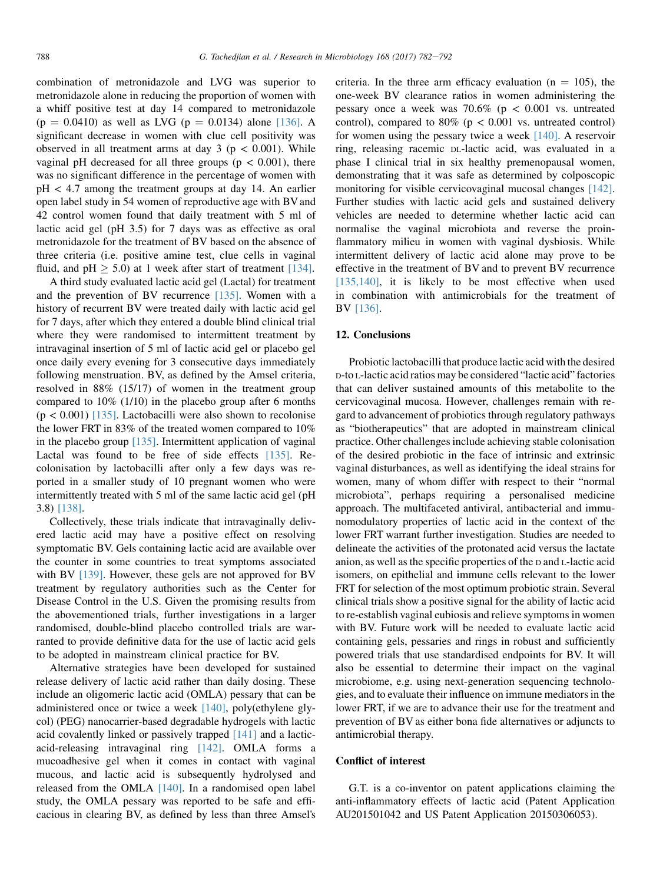combination of metronidazole and LVG was superior to metronidazole alone in reducing the proportion of women with a whiff positive test at day 14 compared to metronidazole ($p = 0.0410$) as well as LVG ($p = 0.0134$) alone [136]. A significant decrease in women with clue cell positivity was observed in all treatment arms at day 3 ($p < 0.001$). While vaginal pH decreased for all three groups ($p < 0.001$), there was no significant difference in the percentage of women with pH < 4.7 among the treatment groups at day 14. An earlier open label study in 54 women of reproductive age with BV and 42 control women found that daily treatment with 5 ml of lactic acid gel (pH 3.5) for 7 days was as effective as oral metronidazole for the treatment of BV based on the absence of three criteria (i.e. positive amine test, clue cells in vaginal fluid, and pH $\geq$ 5.0) at 1 week after start of treatment [134].

A third study evaluated lactic acid gel (Lactal) for treatment and the prevention of BV recurrence [135]. Women with a history of recurrent BV were treated daily with lactic acid gel for 7 days, after which they entered a double blind clinical trial where they were randomised to intermittent treatment by intravaginal insertion of 5 ml of lactic acid gel or placebo gel once daily every evening for 3 consecutive days immediately following menstruation. BV, as defined by the Amsel criteria, resolved in 88% (15/17) of women in the treatment group compared to 10% (1/10) in the placebo group after 6 months ($p < 0.001$) [135]. Lactobacilli were also shown to recolonise the lower FRT in 83% of the treated women compared to 10% in the placebo group [135]. Intermittent application of vaginal Lactal was found to be free of side effects [135]. Recolonisation by lactobacilli after only a few days was reported in a smaller study of 10 pregnant women who were intermittently treated with 5 ml of the same lactic acid gel (pH 3.8) [138].

Collectively, these trials indicate that intravaginally delivered lactic acid may have a positive effect on resolving symptomatic BV. Gels containing lactic acid are available over the counter in some countries to treat symptoms associated with BV [139]. However, these gels are not approved for BV treatment by regulatory authorities such as the Center for Disease Control in the U.S. Given the promising results from the abovementioned trials, further investigations in a larger randomised, double-blind placebo controlled trials are warranted to provide definitive data for the use of lactic acid gels to be adopted in mainstream clinical practice for BV.

Alternative strategies have been developed for sustained release delivery of lactic acid rather than daily dosing. These include an oligomeric lactic acid (OMLA) pessary that can be administered once or twice a week [140], poly(ethylene glycol) (PEG) nanocarrier-based degradable hydrogels with lactic acid covalently linked or passively trapped [141] and a lactic-acid-releasing intravaginal ring [142]. OMLA forms a mucoadhesive gel when it comes in contact with vaginal mucous, and lactic acid is subsequently hydrolysed and released from the OMLA [140]. In a randomised open label study, the OMLA pessary was reported to be safe and efficacious in clearing BV, as defined by less than three Amsel's criteria. In the three arm efficacy evaluation ($n = 105$), the one-week BV clearance ratios in women administering the pessary once a week was 70.6% ($p < 0.001$ vs. untreated control), compared to 80% ($p < 0.001$ vs. untreated control) for women using the pessary twice a week [140]. A reservoir ring, releasing racemic DL-lactic acid, was evaluated in a phase I clinical trial in six healthy premenopausal women, demonstrating that it was safe as determined by colposcopic monitoring for visible cervicovaginal mucosal changes [142]. Further studies with lactic acid gels and sustained delivery vehicles are needed to determine whether lactic acid can normalise the vaginal microbiota and reverse the proinflammatory milieu in women with vaginal dysbiosis. While intermittent delivery of lactic acid alone may prove to be effective in the treatment of BV and to prevent BV recurrence [135,140], it is likely to be most effective when used in combination with antimicrobials for the treatment of BV [136].

## 12. Conclusions

Probiotic lactobacilli that produce lactic acid with the desired D-to L-lactic acid ratios may be considered "lactic acid" factories that can deliver sustained amounts of this metabolite to the cervicovaginal mucosa. However, challenges remain with regard to advancement of probiotics through regulatory pathways as "biotherapeutics" that are adopted in mainstream clinical practice. Other challenges include achieving stable colonisation of the desired probiotic in the face of intrinsic and extrinsic vaginal disturbances, as well as identifying the ideal strains for women, many of whom differ with respect to their "normal microbiota", perhaps requiring a personalised medicine approach. The multifaceted antiviral, antibacterial and immunomodulatory properties of lactic acid in the context of the lower FRT warrant further investigation. Studies are needed to delineate the activities of the protonated acid versus the lactate anion, as well as the specific properties of the D and L-lactic acid isomers, on epithelial and immune cells relevant to the lower FRT for selection of the most optimum probiotic strain. Several clinical trials show a positive signal for the ability of lactic acid to re-establish vaginal eubiosis and relieve symptoms in women with BV. Future work will be needed to evaluate lactic acid containing gels, pessaries and rings in robust and sufficiently powered trials that use standardised endpoints for BV. It will also be essential to determine their impact on the vaginal microbiome, e.g. using next-generation sequencing technologies, and to evaluate their influence on immune mediators in the lower FRT, if we are to advance their use for the treatment and prevention of BV as either bona fide alternatives or adjuncts to antimicrobial therapy.

## Conflict of interest

G.T. is a co-inventor on patent applications claiming the anti-inflammatory effects of lactic acid (Patent Application AU201501042 and US Patent Application 20150306053).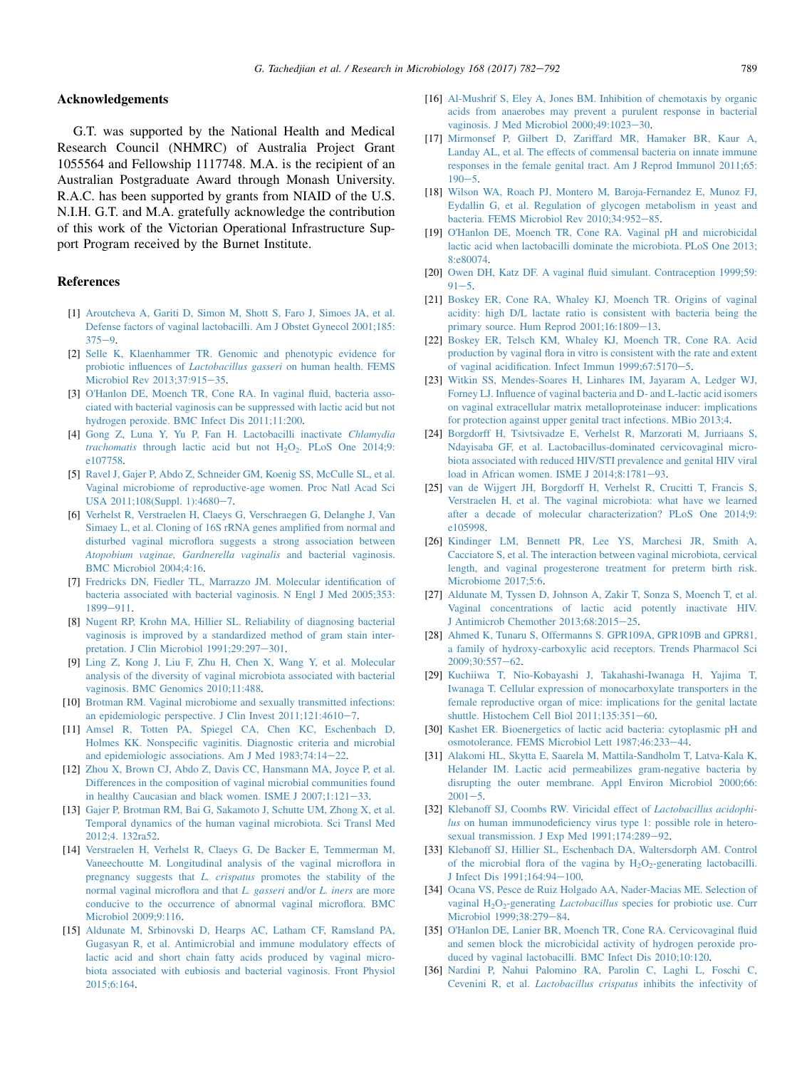## Acknowledgements

G.T. was supported by the National Health and Medical Research Council (NHMRC) of Australia Project Grant 1055564 and Fellowship 1117748. M.A. is the recipient of an Australian Postgraduate Award through Monash University. R.A.C. has been supported by grants from NIAID of the U.S. N.I.H. G.T. and M.A. gratefully acknowledge the contribution of this work of the Victorian Operational Infrastructure Support Program received by the Burnet Institute.

## References

[1] Aroutcheva A, Gariti D, Simon M, Shott S, Faro J, Simoes JA, et al. Defense factors of vaginal lactobacilli. Am J Obstet Gynecol 2001;185: 375−9.

[2] Selle K, Klaenhammer TR. Genomic and phenotypic evidence for probiotic influences of *Lactobacillus gasseri* on human health. FEMS Microbiol Rev 2013;37:915−35.

[3] O'Hanlon DE, Moench TR, Cone RA. In vaginal fluid, bacteria associated with bacterial vaginosis can be suppressed with lactic acid but not hydrogen peroxide. BMC Infect Dis 2011;11:200.

[4] Gong Z, Luna Y, Yu P, Fan H. Lactobacilli inactivate *Chlamydia trachomatis* through lactic acid but not $H_2O_2$. PLoS One 2014;9: e107758.

[5] Ravel J, Gajer P, Abdo Z, Schneider GM, Koenig SS, McCulle SL, et al. Vaginal microbiome of reproductive-age women. Proc Natl Acad Sci USA 2011;108(Suppl. 1):4680−7.

[6] Verhelst R, Verstraelen H, Claeys G, Verschraegen G, Delanghe J, Van Simaey L, et al. Cloning of 16S rRNA genes amplified from normal and disturbed vaginal microflora suggests a strong association between *Atopobium vaginae, Gardnerella vaginalis* and bacterial vaginosis. BMC Microbiol 2004;4:16.

[7] Fredricks DN, Fiedler TL, Marrazzo JM. Molecular identification of bacteria associated with bacterial vaginosis. N Engl J Med 2005;353: 1899−911.

[8] Nugent RP, Krohn MA, Hillier SL. Reliability of diagnosing bacterial vaginosis is improved by a standardized method of gram stain interpretation. J Clin Microbiol 1991;29:297−301.

[9] Ling Z, Kong J, Liu F, Zhu H, Chen X, Wang Y, et al. Molecular analysis of the diversity of vaginal microbiota associated with bacterial vaginosis. BMC Genomics 2010;11:488.

[10] Brotman RM. Vaginal microbiome and sexually transmitted infections: an epidemiologic perspective. J Clin Invest 2011;121:4610−7.

[11] Amsel R, Totten PA, Spiegel CA, Chen KC, Eschenbach D, Holmes KK. Nonspecific vaginitis. Diagnostic criteria and microbial and epidemiologic associations. Am J Med 1983;74:14−22.

[12] Zhou X, Brown CJ, Abdo Z, Davis CC, Hansmann MA, Joyce P, et al. Differences in the composition of vaginal microbial communities found in healthy Caucasian and black women. ISME J 2007;1:121−33.

[13] Gajer P, Brotman RM, Bai G, Sakamoto J, Schutte UM, Zhong X, et al. Temporal dynamics of the human vaginal microbiota. Sci Transl Med 2012;4. 132ra52.

[14] Verstraelen H, Verhelst R, Claeys G, De Backer E, Temmerman M, Vaneechoutte M. Longitudinal analysis of the vaginal microflora in pregnancy suggests that *L. crispatus* promotes the stability of the normal vaginal microflora and that *L. gasseri* and/or *L. iners* are more conducive to the occurrence of abnormal vaginal microflora. BMC Microbiol 2009;9:116.

[15] Aldunate M, Srbinovski D, Hearps AC, Latham CF, Ramsland PA, Gugasyan R, et al. Antimicrobial and immune modulatory effects of lactic acid and short chain fatty acids produced by vaginal microbiota associated with eubiosis and bacterial vaginosis. Front Physiol 2015;6:164.

[16] Al-Mushrif S, Eley A, Jones BM. Inhibition of chemotaxis by organic acids from anaerobes may prevent a purulent response in bacterial vaginosis. J Med Microbiol 2000;49:1023−30.

[17] Mirmonsef P, Gilbert D, Zariffard MR, Hamaker BR, Kaur A, Landay AL, et al. The effects of commensal bacteria on innate immune responses in the female genital tract. Am J Reprod Immunol 2011;65: 190−5.

[18] Wilson WA, Roach PJ, Montero M, Baroja-Fernandez E, Munoz FJ, Eydallin G, et al. Regulation of glycogen metabolism in yeast and bacteria. FEMS Microbiol Rev 2010;34:952−85.

[19] O'Hanlon DE, Moench TR, Cone RA. Vaginal pH and microbicidal lactic acid when lactobacilli dominate the microbiota. PLoS One 2013; 8:e80074.

[20] Owen DH, Katz DF. A vaginal fluid simulant. Contraception 1999;59: 91−5.

[21] Boskey ER, Cone RA, Whaley KJ, Moench TR. Origins of vaginal acidity: high D/L lactate ratio is consistent with bacteria being the primary source. Hum Reprod 2001;16:1809−13.

[22] Boskey ER, Telsch KM, Whaley KJ, Moench TR, Cone RA. Acid production by vaginal flora in vitro is consistent with the rate and extent of vaginal acidification. Infect Immun 1999;67:5170−5.

[23] Witkin SS, Mendes-Soares H, Linhares IM, Jayaram A, Ledger WJ, Forney LJ. Influence of vaginal bacteria and D- and L-lactic acid isomers on vaginal extracellular matrix metalloproteinase inducer: implications for protection against upper genital tract infections. MBio 2013;4.

[24] Borgdorff H, Tsivtsivadze E, Verhelst R, Marzorati M, Jurriaans S, Ndayisaba GF, et al. Lactobacillus-dominated cervicovaginal microbiota associated with reduced HIV/STI prevalence and genital HIV viral load in African women. ISME J 2014;8:1781−93.

[25] van de Wijgert JH, Borgdorff H, Verhelst R, Crucitti T, Francis S, Verstraelen H, et al. The vaginal microbiota: what have we learned after a decade of molecular characterization? PLoS One 2014;9: e105998.

[26] Kindinger LM, Bennett PR, Lee YS, Marchesi JR, Smith A, Cacciatore S, et al. The interaction between vaginal microbiota, cervical length, and vaginal progesterone treatment for preterm birth risk. Microbiome 2017;5:6.

[27] Aldunate M, Tyssen D, Johnson A, Zakir T, Sonza S, Moench T, et al. Vaginal concentrations of lactic acid potently inactivate HIV. J Antimicrob Chemother 2013;68:2015−25.

[28] Ahmed K, Tunaru S, Offermanns S. GPR109A, GPR109B and GPR81, a family of hydroxy-carboxylic acid receptors. Trends Pharmacol Sci 2009;30:557−62.

[29] Kuchiiwa T, Nio-Kobayashi J, Takahashi-Iwanaga H, Yajima T, Iwanaga T. Cellular expression of monocarboxylate transporters in the female reproductive organ of mice: implications for the genital lactate shuttle. Histochem Cell Biol 2011;135:351−60.

[30] Kashet ER. Bioenergetics of lactic acid bacteria: cytoplasmic pH and osmotolerance. FEMS Microbiol Lett 1987;46:233−44.

[31] Alakomi HL, Skytta E, Saarela M, Mattila-Sandholm T, Latva-Kala K, Helander IM. Lactic acid permeabilizes gram-negative bacteria by disrupting the outer membrane. Appl Environ Microbiol 2000;66: 2001−5.

[32] Klebanoff SJ, Coombs RW. Viricidal effect of *Lactobacillus acidophilus* on human immunodeficiency virus type 1: possible role in heterosexual transmission. J Exp Med 1991;174:289−92.

[33] Klebanoff SJ, Hillier SL, Eschenbach DA, Waltersdorph AM. Control of the microbial flora of the vagina by $H_2O_2$-generating lactobacilli. J Infect Dis 1991;164:94−100.

[34] Ocana VS, Pesce de Ruiz Holgado AA, Nader-Macias ME. Selection of vaginal $H_2O_2$-generating *Lactobacillus* species for probiotic use. Curr Microbiol 1999;38:279−84.

[35] O'Hanlon DE, Lanier BR, Moench TR, Cone RA. Cervicovaginal fluid and semen block the microbicidal activity of hydrogen peroxide produced by vaginal lactobacilli. BMC Infect Dis 2010;10:120.

[36] Nardini P, Nahui Palomino RA, Parolin C, Laghi L, Foschi C, Cevenini R, et al. *Lactobacillus crispatus* inhibits the infectivity of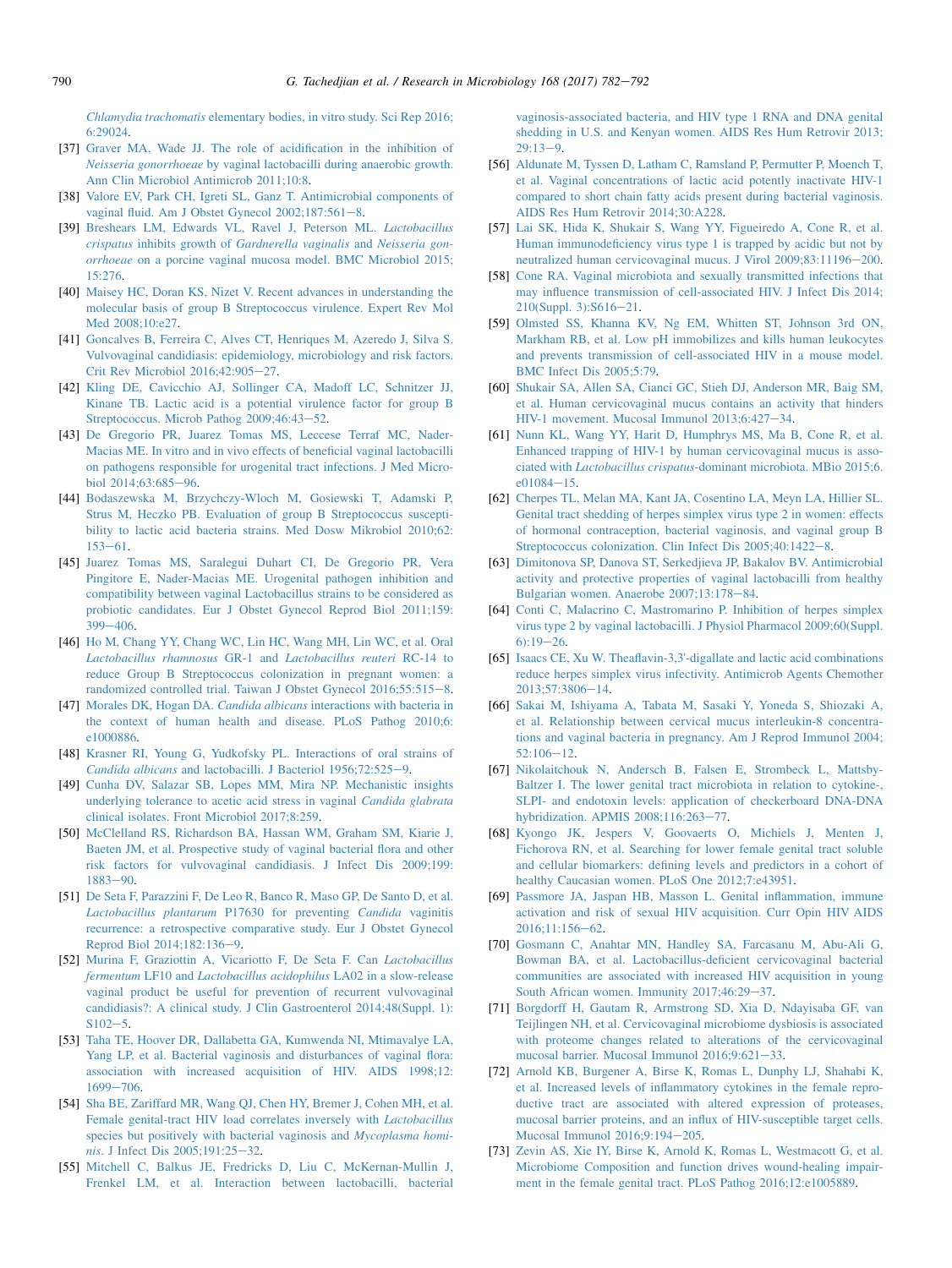*Chlamydia trachomatis* elementary bodies, in vitro study. Sci Rep 2016; 6:29024.

[37] Graver MA, Wade JJ. The role of acidification in the inhibition of *Neisseria gonorrhoeae* by vaginal lactobacilli during anaerobic growth. Ann Clin Microbiol Antimicrob 2011;10:8.

[38] Valore EV, Park CH, Igreti SL, Ganz T. Antimicrobial components of vaginal fluid. Am J Obstet Gynecol 2002;187:561−8.

[39] Breshears LM, Edwards VL, Ravel J, Peterson ML. *Lactobacillus crispatus* inhibits growth of *Gardnerella vaginalis* and *Neisseria gonorrhoeae* on a porcine vaginal mucosa model. BMC Microbiol 2015; 15:276.

[40] Maisey HC, Doran KS, Nizet V. Recent advances in understanding the molecular basis of group B Streptococcus virulence. Expert Rev Mol Med 2008;10:e27.

[41] Goncalves B, Ferreira C, Alves CT, Henriques M, Azeredo J, Silva S. Vulvovaginal candidiasis: epidemiology, microbiology and risk factors. Crit Rev Microbiol 2016;42:905−27.

[42] Kling DE, Cavicchio AJ, Sollinger CA, Madoff LC, Schnitzer JJ, Kinane TB. Lactic acid is a potential virulence factor for group B Streptococcus. Microb Pathog 2009;46:43−52.

[43] De Gregorio PR, Juarez Tomas MS, Leccese Terraf MC, Nader-Macias ME. In vitro and in vivo effects of beneficial vaginal lactobacilli on pathogens responsible for urogenital tract infections. J Med Microbiol 2014;63:685−96.

[44] Bodaszewska M, Brzychczy-Wloch M, Gosiewski T, Adamski P, Strus M, Heczko PB. Evaluation of group B Streptococcus susceptibility to lactic acid bacteria strains. Med Dosw Mikrobiol 2010;62: 153−61.

[45] Juarez Tomas MS, Saralegui Duhart CI, De Gregorio PR, Vera Pingitore E, Nader-Macias ME. Urogenital pathogen inhibition and compatibility between vaginal Lactobacillus strains to be considered as probiotic candidates. Eur J Obstet Gynecol Reprod Biol 2011;159: 399−406.

[46] Ho M, Chang YY, Chang WC, Lin HC, Wang MH, Lin WC, et al. Oral *Lactobacillus rhamnosus* GR-1 and *Lactobacillus reuteri* RC-14 to reduce Group B Streptococcus colonization in pregnant women: a randomized controlled trial. Taiwan J Obstet Gynecol 2016;55:515−8.

[47] Morales DK, Hogan DA. *Candida albicans* interactions with bacteria in the context of human health and disease. PLoS Pathog 2010;6: e1000886.

[48] Krasner RI, Young G, Yudkofsky PL. Interactions of oral strains of *Candida albicans* and lactobacilli. J Bacteriol 1956;72:525−9.

[49] Cunha DV, Salazar SB, Lopes MM, Mira NP. Mechanistic insights underlying tolerance to acetic acid stress in vaginal *Candida glabrata* clinical isolates. Front Microbiol 2017;8:259.

[50] McClelland RS, Richardson BA, Hassan WM, Graham SM, Kiarie J, Baeten JM, et al. Prospective study of vaginal bacterial flora and other risk factors for vulvovaginal candidiasis. J Infect Dis 2009;199: 1883−90.

[51] De Seta F, Parazzini F, De Leo R, Banco R, Maso GP, De Santo D, et al. *Lactobacillus plantarum* P17630 for preventing *Candida* vaginitis recurrence: a retrospective comparative study. Eur J Obstet Gynecol Reprod Biol 2014;182:136−9.

[52] Murina F, Graziottin A, Vicariotto F, De Seta F. Can *Lactobacillus fermentum* LF10 and *Lactobacillus acidophilus* LA02 in a slow-release vaginal product be useful for prevention of recurrent vulvovaginal candidiasis?: A clinical study. J Clin Gastroenterol 2014;48(Suppl. 1): S102−5.

[53] Taha TE, Hoover DR, Dallabetta GA, Kumwenda NI, Mtimavalye LA, Yang LP, et al. Bacterial vaginosis and disturbances of vaginal flora: association with increased acquisition of HIV. AIDS 1998;12: 1699−706.

[54] Sha BE, Zariffard MR, Wang QJ, Chen HY, Bremer J, Cohen MH, et al. Female genital-tract HIV load correlates inversely with *Lactobacillus* species but positively with bacterial vaginosis and *Mycoplasma hominis*. J Infect Dis 2005;191:25−32.

[55] Mitchell C, Balkus JE, Fredricks D, Liu C, McKernan-Mullin J, Frenkel LM, et al. Interaction between lactobacilli, bacterial vaginosis-associated bacteria, and HIV type 1 RNA and DNA genital shedding in U.S. and Kenyan women. AIDS Res Hum Retrovir 2013; 29:13−9.

[56] Aldunate M, Tyssen D, Latham C, Ramsland P, Permutter P, Moench T, et al. Vaginal concentrations of lactic acid potently inactivate HIV-1 compared to short chain fatty acids present during bacterial vaginosis. AIDS Res Hum Retrovir 2014;30:A228.

[57] Lai SK, Hida K, Shukair S, Wang YY, Figueiredo A, Cone R, et al. Human immunodeficiency virus type 1 is trapped by acidic but not by neutralized human cervicovaginal mucus. J Virol 2009;83:11196−200.

[58] Cone RA. Vaginal microbiota and sexually transmitted infections that may influence transmission of cell-associated HIV. J Infect Dis 2014; 210(Suppl. 3):S616−21.

[59] Olmsted SS, Khanna KV, Ng EM, Whitten ST, Johnson 3rd ON, Markham RB, et al. Low pH immobilizes and kills human leukocytes and prevents transmission of cell-associated HIV in a mouse model. BMC Infect Dis 2005;5:79.

[60] Shukair SA, Allen SA, Cianci GC, Stieh DJ, Anderson MR, Baig SM, et al. Human cervicovaginal mucus contains an activity that hinders HIV-1 movement. Mucosal Immunol 2013;6:427−34.

[61] Nunn KL, Wang YY, Harit D, Humphrys MS, Ma B, Cone R, et al. Enhanced trapping of HIV-1 by human cervicovaginal mucus is associated with *Lactobacillus crispatus*-dominant microbiota. MBio 2015;6. e01084−15.

[62] Cherpes TL, Melan MA, Kant JA, Cosentino LA, Meyn LA, Hillier SL. Genital tract shedding of herpes simplex virus type 2 in women: effects of hormonal contraception, bacterial vaginosis, and vaginal group B Streptococcus colonization. Clin Infect Dis 2005;40:1422−8.

[63] Dimitonova SP, Danova ST, Serkedjieva JP, Bakalov BV. Antimicrobial activity and protective properties of vaginal lactobacilli from healthy Bulgarian women. Anaerobe 2007;13:178−84.

[64] Conti C, Malacrino C, Mastromarino P. Inhibition of herpes simplex virus type 2 by vaginal lactobacilli. J Physiol Pharmacol 2009;60(Suppl. 6):19−26.

[65] Isaacs CE, Xu W. Theaflavin-3,3'-digallate and lactic acid combinations reduce herpes simplex virus infectivity. Antimicrob Agents Chemother 2013;57:3806−14.

[66] Sakai M, Ishiyama A, Tabata M, Sasaki Y, Yoneda S, Shiozaki A, et al. Relationship between cervical mucus interleukin-8 concentrations and vaginal bacteria in pregnancy. Am J Reprod Immunol 2004; 52:106−12.

[67] Nikolaitchouk N, Andersch B, Falsen E, Strombeck L, Mattsby-Baltzer I. The lower genital tract microbiota in relation to cytokine-, SLPI- and endotoxin levels: application of checkerboard DNA-DNA hybridization. APMIS 2008;116:263−77.

[68] Kyongo JK, Jespers V, Goovaerts O, Michiels J, Menten J, Fichorova RN, et al. Searching for lower female genital tract soluble and cellular biomarkers: defining levels and predictors in a cohort of healthy Caucasian women. PLoS One 2012;7:e43951.

[69] Passmore JA, Jaspan HB, Masson L. Genital inflammation, immune activation and risk of sexual HIV acquisition. Curr Opin HIV AIDS 2016;11:156−62.

[70] Gosmann C, Anahtar MN, Handley SA, Farcasanu M, Abu-Ali G, Bowman BA, et al. Lactobacillus-deficient cervicovaginal bacterial communities are associated with increased HIV acquisition in young South African women. Immunity 2017;46:29−37.

[71] Borgdorff H, Gautam R, Armstrong SD, Xia D, Ndayisaba GF, van Teijlingen NH, et al. Cervicovaginal microbiome dysbiosis is associated with proteome changes related to alterations of the cervicovaginal mucosal barrier. Mucosal Immunol 2016;9:621−33.

[72] Arnold KB, Burgener A, Birse K, Romas L, Dunphy LJ, Shahabi K, et al. Increased levels of inflammatory cytokines in the female reproductive tract are associated with altered expression of proteases, mucosal barrier proteins, and an influx of HIV-susceptible target cells. Mucosal Immunol 2016;9:194−205.

[73] Zevin AS, Xie IY, Birse K, Arnold K, Romas L, Westmacott G, et al. Microbiome Composition and function drives wound-healing impairment in the female genital tract. PLoS Pathog 2016;12:e1005889.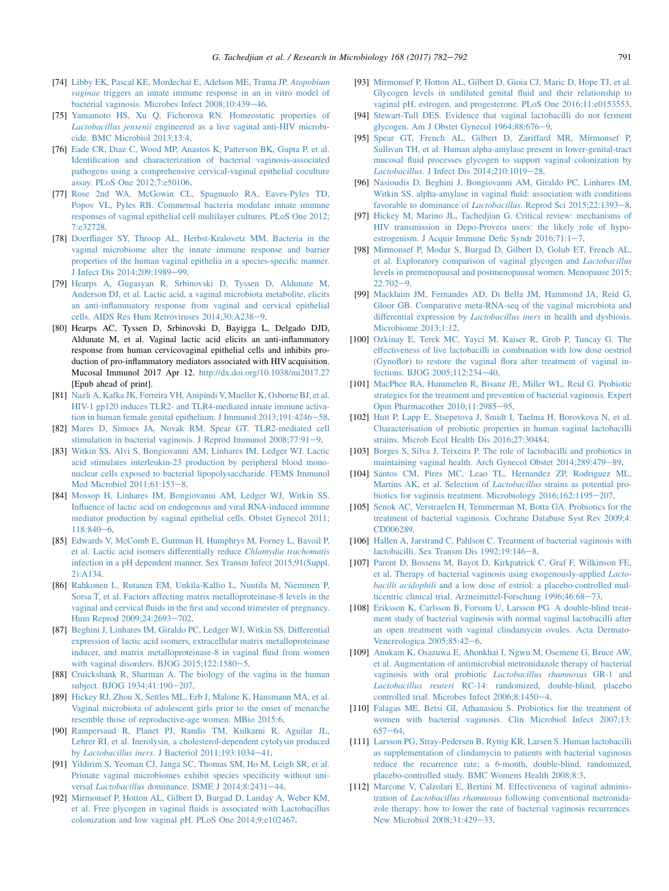[74] Libby EK, Pascal KE, Mordechai E, Adelson ME, Trama JP. *Atopobium vaginae* triggers an innate immune response in an in vitro model of bacterial vaginosis. Microbes Infect 2008;10:439–46.

[75] Yamamoto HS, Xu Q, Fichorova RN. Homeostatic properties of *Lactobacillus jensenii* engineered as a live vaginal anti-HIV microbicide. BMC Microbiol 2013;13:4.

[76] Eade CR, Diaz C, Wood MP, Anastos K, Patterson BK, Gupta P, et al. Identification and characterization of bacterial vaginosis-associated pathogens using a comprehensive cervical-vaginal epithelial coculture assay. PLoS One 2012;7:e50106.

[77] Rose 2nd WA, McGowin CL, Spagnuolo RA, Eaves-Pyles TD, Popov VL, Pyles RB. Commensal bacteria modulate innate immune responses of vaginal epithelial cell multilayer cultures. PLoS One 2012;7:e32728.

[78] Doerflinger SY, Throop AL, Herbst-Kralovetz MM. Bacteria in the vaginal microbiome alter the innate immune response and barrier properties of the human vaginal epithelia in a species-specific manner. J Infect Dis 2014;209:1989–99.

[79] Hearps A, Gugasyan R, Srbinovski D, Tyssen D, Aldunate M, Anderson DJ, et al. Lactic acid, a vaginal microbiota metabolite, elicits an anti-inflammatory response from vaginal and cervical epithelial cells. AIDS Res Hum Retroviruses 2014;30:A238–9.

[80] Hearps AC, Tyssen D, Srbinovski D, Bayigga L, Delgado DJD, Aldunate M, et al. Vaginal lactic acid elicits an anti-inflammatory response from human cervicovaginal epithelial cells and inhibits production of pro-inflammatory mediators associated with HIV acquisition. Mucosal Immunol 2017 Apr 12. http://dx.doi.org/10.1038/mi2017.27 [Epub ahead of print].

[81] Nazli A, Kafka JK, Ferreira VH, Anipindi V, Mueller K, Osborne BJ, et al. HIV-1 gp120 induces TLR2- and TLR4-mediated innate immune activation in human female genital epithelium. J Immunol 2013;191:4246–58.

[82] Mares D, Simoes JA, Novak RM, Spear GT. TLR2-mediated cell stimulation in bacterial vaginosis. J Reprod Immunol 2008;77:91–9.

[83] Witkin SS, Alvi S, Bongiovanni AM, Linhares IM, Ledger WJ. Lactic acid stimulates interleukin-23 production by peripheral blood mononuclear cells exposed to bacterial lipopolysaccharide. FEMS Immunol Med Microbiol 2011;61:153–8.

[84] Mossop H, Linhares IM, Bongiovanni AM, Ledger WJ, Witkin SS. Influence of lactic acid on endogenous and viral RNA-induced immune mediator production by vaginal epithelial cells. Obstet Gynecol 2011;118:840–6.

[85] Edwards V, McComb E, Guttman H, Humphrys M, Forney L, Bavoil P, et al. Lactic acid isomers differentially reduce *Chlamydia trachomatis* infection in a pH dependent manner. Sex Transm Infect 2015;91(Suppl. 2):A134.

[86] Rahkonen L, Rutanen EM, Unkila-Kallio L, Nuutila M, Nieminen P, Sorsa T, et al. Factors affecting matrix metalloproteinase-8 levels in the vaginal and cervical fluids in the first and second trimester of pregnancy. Hum Reprod 2009;24:2693–702.

[87] Beghini J, Linhares IM, Giraldo PC, Ledger WJ, Witkin SS. Differential expression of lactic acid isomers, extracellular matrix metalloproteinase inducer, and matrix metalloproteinase-8 in vaginal fluid from women with vaginal disorders. BJOG 2015;122:1580–5.

[88] Cruickshank R, Sharman A. The biology of the vagina in the human subject. BJOG 1934;41:190–207.

[89] Hickey RJ, Zhou X, Settles ML, Erb J, Malone K, Hansmann MA, et al. Vaginal microbiota of adolescent girls prior to the onset of menarche resemble those of reproductive-age women. MBio 2015:6.

[90] Rampersaud R, Planet PJ, Randis TM, Kulkarni R, Aguilar JL, Lehrer RI, et al. Inerolysin, a cholesterol-dependent cytolysin produced by *Lactobacillus iners*. J Bacteriol 2011;193:1034–41.

[91] Yildirim S, Yeoman CJ, Janga SC, Thomas SM, Ho M, Leigh SR, et al. Primate vaginal microbiomes exhibit species specificity without universal *Lactobacillus* dominance. ISME J 2014;8:2431–44.

[92] Mirmonsef P, Hotton AL, Gilbert D, Burgad D, Landay A, Weber KM, et al. Free glycogen in vaginal fluids is associated with Lactobacillus colonization and low vaginal pH. PLoS One 2014;9:e102467.

[93] Mirmonsef P, Hotton AL, Gilbert D, Gioia CJ, Maric D, Hope TJ, et al. Glycogen levels in undiluted genital fluid and their relationship to vaginal pH, estrogen, and progesterone. PLoS One 2016;11:e0153553.

[94] Stewart-Tull DES. Evidence that vaginal lactobacilli do not ferment glycogen. Am J Obstet Gynecol 1964;88:676–9.

[95] Spear GT, French AL, Gilbert D, Zariffard MR, Mirmonsef P, Sullivan TH, et al. Human alpha-amylase present in lower-genital-tract mucosal fluid processes glycogen to support vaginal colonization by *Lactobacillus*. J Infect Dis 2014;210:1019–28.

[96] Nasioudis D, Beghini J, Bongiovanni AM, Giraldo PC, Linhares IM, Witkin SS. alpha-amylase in vaginal fluid: association with conditions favorable to dominance of *Lactobacillus*. Reprod Sci 2015;22:1393–8.

[97] Hickey M, Marino JL, Tachedjian G. Critical review: mechanisms of HIV transmission in Depo-Provera users: the likely role of hypoestrogenism. J Acquir Immune Defic Syndr 2016;71:1–7.

[98] Mirmonsef P, Modur S, Burgad D, Gilbert D, Golub ET, French AL, et al. Exploratory comparison of vaginal glycogen and *Lactobacillus* levels in premenopausal and postmenopausal women. Menopause 2015;22:702–9.

[99] Macklaim JM, Fernandes AD, Di Bella JM, Hammond JA, Reid G, Gloor GB. Comparative meta-RNA-seq of the vaginal microbiota and differential expression by *Lactobacillus iners* in health and dysbiosis. Microbiome 2013;1:12.

[100] Ozkinay E, Terek MC, Yayci M, Kaiser R, Grob P, Tuncay G. The effectiveness of live lactobacilli in combination with low dose oestriol (Gynoflor) to restore the vaginal flora after treatment of vaginal infections. BJOG 2005;112:234–40.

[101] MacPhee RA, Hummelen R, Bisanz JE, Miller WL, Reid G. Probiotic strategies for the treatment and prevention of bacterial vaginosis. Expert Opin Pharmacother 2010;11:2985–95.

[102] Hutt P, Lapp E, Stsepetova J, Smidt I, Taelma H, Borovkova N, et al. Characterisation of probiotic properties in human vaginal lactobacilli strains. Microb Ecol Health Dis 2016;27:30484.

[103] Borges S, Silva J, Teixeira P. The role of lactobacilli and probiotics in maintaining vaginal health. Arch Gynecol Obstet 2014;289:479–89.

[104] Santos CM, Pires MC, Leao TL, Hernandez ZP, Rodriguez ML, Martins AK, et al. Selection of *Lactobacillus* strains as potential probiotics for vaginitis treatment. Microbiology 2016;162:1195–207.

[105] Senok AC, Verstraelen H, Temmerman M, Botta GA. Probiotics for the treatment of bacterial vaginosis. Cochrane Database Syst Rev 2009;4:CD006289.

[106] Hallen A, Jarstrand C, Pahlson C. Treatment of bacterial vaginosis with lactobacilli. Sex Transm Dis 1992;19:146–8.

[107] Parent D, Bossens M, Bayot D, Kirkpatrick C, Graf F, Wilkinson FE, et al. Therapy of bacterial vaginosis using exogenously-applied *Lactobacilli acidophili* and a low dose of estriol: a placebo-controlled multicentric clinical trial. Arzneimittel-Forschung 1996;46:68–73.

[108] Eriksson K, Carlsson B, Forsum U, Larsson PG. A double-blind treatment study of bacterial vaginosis with normal vaginal lactobacilli after an open treatment with vaginal clindamycin ovules. Acta Dermato-Venereologica 2005;85:42–6.

[109] Anukam K, Osazuwa E, Ahonkhai I, Ngwu M, Osemene G, Bruce AW, et al. Augmentation of antimicrobial metronidazole therapy of bacterial vaginosis with oral probiotic *Lactobacillus rhamnosus* GR-1 and *Lactobacillus reuteri* RC-14: randomized, double-blind, placebo controlled trial. Microbes Infect 2006;8:1450–4.

[110] Falagas ME, Betsi GI, Athanasiou S. Probiotics for the treatment of women with bacterial vaginosis. Clin Microbiol Infect 2007;13:657–64.

[111] Larsson PG, Stray-Pedersen B, Ryttig KR, Larsen S. Human lactobacilli as supplementation of clindamycin to patients with bacterial vaginosis reduce the recurrence rate; a 6-month, double-blind, randomized, placebo-controlled study. BMC Womens Health 2008;8:3.

[112] Marcone V, Calzolari E, Bertini M. Effectiveness of vaginal administration of *Lactobacillus rhamnosus* following conventional metronidazole therapy: how to lower the rate of bacterial vaginosis recurrences. New Microbiol 2008;31:429–33.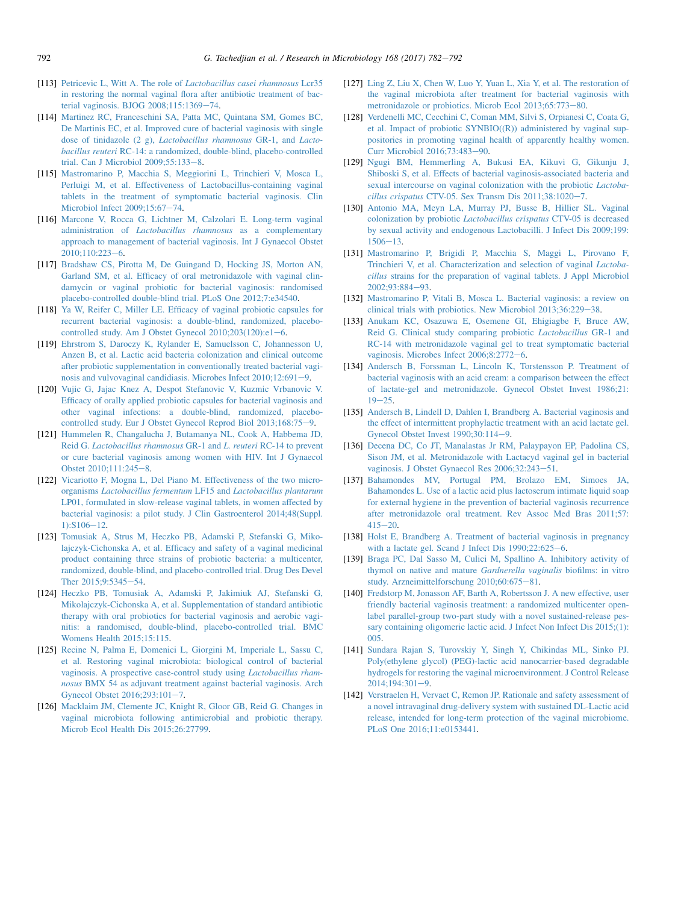[113] Petricevic L, Witt A. The role of *Lactobacillus casei rhamnosus* Lcr35 in restoring the normal vaginal flora after antibiotic treatment of bacterial vaginosis. BJOG 2008;115:1369−74.

[114] Martinez RC, Franceschini SA, Patta MC, Quintana SM, Gomes BC, De Martinis EC, et al. Improved cure of bacterial vaginosis with single dose of tinidazole (2 g), *Lactobacillus rhamnosus* GR-1, and *Lactobacillus reuteri* RC-14: a randomized, double-blind, placebo-controlled trial. Can J Microbiol 2009;55:133−8.

[115] Mastromarino P, Macchia S, Meggiorini L, Trinchieri V, Mosca L, Perluigi M, et al. Effectiveness of Lactobacillus-containing vaginal tablets in the treatment of symptomatic bacterial vaginosis. Clin Microbiol Infect 2009;15:67−74.

[116] Marcone V, Rocca G, Lichtner M, Calzolari E. Long-term vaginal administration of *Lactobacillus rhamnosus* as a complementary approach to management of bacterial vaginosis. Int J Gynaecol Obstet 2010;110:223−6.

[117] Bradshaw CS, Pirotta M, De Guingand D, Hocking JS, Morton AN, Garland SM, et al. Efficacy of oral metronidazole with vaginal clindamycin or vaginal probiotic for bacterial vaginosis: randomised placebo-controlled double-blind trial. PLoS One 2012;7:e34540.

[118] Ya W, Reifer C, Miller LE. Efficacy of vaginal probiotic capsules for recurrent bacterial vaginosis: a double-blind, randomized, placebo-controlled study. Am J Obstet Gynecol 2010;203(120):e1−6.

[119] Ehrstrom S, Daroczy K, Rylander E, Samuelsson C, Johannesson U, Anzen B, et al. Lactic acid bacteria colonization and clinical outcome after probiotic supplementation in conventionally treated bacterial vaginosis and vulvovaginal candidiasis. Microbes Infect 2010;12:691−9.

[120] Vujic G, Jajac Knez A, Despot Stefanovic V, Kuzmic Vrbanovic V. Efficacy of orally applied probiotic capsules for bacterial vaginosis and other vaginal infections: a double-blind, randomized, placebo-controlled study. Eur J Obstet Gynecol Reprod Biol 2013;168:75−9.

[121] Hummelen R, Changalucha J, Butamanya NL, Cook A, Habbema JD, Reid G. *Lactobacillus rhamnosus* GR-1 and *L. reuteri* RC-14 to prevent or cure bacterial vaginosis among women with HIV. Int J Gynaecol Obstet 2010;111:245−8.

[122] Vicariotto F, Mogna L, Del Piano M. Effectiveness of the two microorganisms *Lactobacillus fermentum* LF15 and *Lactobacillus plantarum* LP01, formulated in slow-release vaginal tablets, in women affected by bacterial vaginosis: a pilot study. J Clin Gastroenterol 2014;48(Suppl. 1):S106−12.

[123] Tomusiak A, Strus M, Heczko PB, Adamski P, Stefanski G, Mikolajczyk-Cichonska A, et al. Efficacy and safety of a vaginal medicinal product containing three strains of probiotic bacteria: a multicenter, randomized, double-blind, and placebo-controlled trial. Drug Des Devel Ther 2015;9:5345−54.

[124] Heczko PB, Tomusiak A, Adamski P, Jakimiuk AJ, Stefanski G, Mikolajczyk-Cichonska A, et al. Supplementation of standard antibiotic therapy with oral probiotics for bacterial vaginosis and aerobic vaginitis: a randomised, double-blind, placebo-controlled trial. BMC Womens Health 2015;15:115.

[125] Recine N, Palma E, Domenici L, Giorgini M, Imperiale L, Sassu C, et al. Restoring vaginal microbiota: biological control of bacterial vaginosis. A prospective case-control study using *Lactobacillus rhamnosus* BMX 54 as adjuvant treatment against bacterial vaginosis. Arch Gynecol Obstet 2016;293:101−7.

[126] Macklaim JM, Clemente JC, Knight R, Gloor GB, Reid G. Changes in vaginal microbiota following antimicrobial and probiotic therapy. Microb Ecol Health Dis 2015;26:27799.

[127] Ling Z, Liu X, Chen W, Luo Y, Yuan L, Xia Y, et al. The restoration of the vaginal microbiota after treatment for bacterial vaginosis with metronidazole or probiotics. Microb Ecol 2013;65:773−80.

[128] Verdenelli MC, Cecchini C, Coman MM, Silvi S, Orpianesi C, Coata G, et al. Impact of probiotic SYNBIO((R)) administered by vaginal suppositories in promoting vaginal health of apparently healthy women. Curr Microbiol 2016;73:483−90.

[129] Ngugi BM, Hemmerling A, Bukusi EA, Kikuvi G, Gikunju J, Shiboski S, et al. Effects of bacterial vaginosis-associated bacteria and sexual intercourse on vaginal colonization with the probiotic *Lactobacillus crispatus* CTV-05. Sex Transm Dis 2011;38:1020−7.

[130] Antonio MA, Meyn LA, Murray PJ, Busse B, Hillier SL. Vaginal colonization by probiotic *Lactobacillus crispatus* CTV-05 is decreased by sexual activity and endogenous Lactobacilli. J Infect Dis 2009;199:1506−13.

[131] Mastromarino P, Brigidi P, Macchia S, Maggi L, Pirovano F, Trinchieri V, et al. Characterization and selection of vaginal *Lactobacillus* strains for the preparation of vaginal tablets. J Appl Microbiol 2002;93:884−93.

[132] Mastromarino P, Vitali B, Mosca L. Bacterial vaginosis: a review on clinical trials with probiotics. New Microbiol 2013;36:229−38.

[133] Anukam KC, Osazuwa E, Osemene GI, Ehigiagbe F, Bruce AW, Reid G. Clinical study comparing probiotic *Lactobacillus* GR-1 and RC-14 with metronidazole vaginal gel to treat symptomatic bacterial vaginosis. Microbes Infect 2006;8:2772−6.

[134] Andersch B, Forssman L, Lincoln K, Torstensson P. Treatment of bacterial vaginosis with an acid cream: a comparison between the effect of lactate-gel and metronidazole. Gynecol Obstet Invest 1986;21:19−25.

[135] Andersch B, Lindell D, Dahlen I, Brandberg A. Bacterial vaginosis and the effect of intermittent prophylactic treatment with an acid lactate gel. Gynecol Obstet Invest 1990;30:114−9.

[136] Decena DC, Co JT, Manalastas Jr RM, Palaypayon EP, Padolina CS, Sison JM, et al. Metronidazole with Lactacyd vaginal gel in bacterial vaginosis. J Obstet Gynaecol Res 2006;32:243−51.

[137] Bahamondes MV, Portugal PM, Brolazo EM, Simoes JA, Bahamondes L. Use of a lactic acid plus lactoserum intimate liquid soap for external hygiene in the prevention of bacterial vaginosis recurrence after metronidazole oral treatment. Rev Assoc Med Bras 2011;57:415−20.

[138] Holst E, Brandberg A. Treatment of bacterial vaginosis in pregnancy with a lactate gel. Scand J Infect Dis 1990;22:625−6.

[139] Braga PC, Dal Sasso M, Culici M, Spallino A. Inhibitory activity of thymol on native and mature *Gardnerella vaginalis* biofilms: in vitro study. Arzneimittelforschung 2010;60:675−81.

[140] Fredstorp M, Jonasson AF, Barth A, Robertsson J. A new effective, user friendly bacterial vaginosis treatment: a randomized multicenter open-label parallel-group two-part study with a novel sustained-release pessary containing oligomeric lactic acid. J Infect Non Infect Dis 2015;(1):005.

[141] Sundara Rajan S, Turovskiy Y, Singh Y, Chikindas ML, Sinko PJ. Poly(ethylene glycol) (PEG)-lactic acid nanocarrier-based degradable hydrogels for restoring the vaginal microenvironment. J Control Release 2014;194:301−9.

[142] Verstraelen H, Vervaet C, Remon JP. Rationale and safety assessment of a novel intravaginal drug-delivery system with sustained DL-Lactic acid release, intended for long-term protection of the vaginal microbiome. PLoS One 2016;11:e0153441.